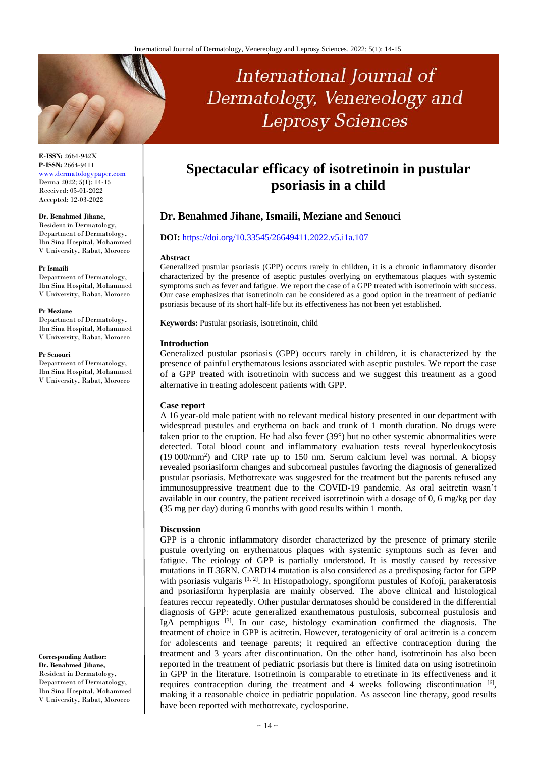**E-ISSN:** 2664-942X
**P-ISSN:** 2664-9411
www.dermatologypaper.com
Derma 2022; 5(1): 14-15
Received: 05-01-2022
Accepted: 12-03-2022

**Dr. Benahmed Jihane,**
Resident in Dermatology, Department of Dermatology, Ibn Sina Hospital, Mohammed V University, Rabat, Morocco

**Pr Ismaili**
Department of Dermatology, Ibn Sina Hospital, Mohammed V University, Rabat, Morocco

**Pr Meziane**
Department of Dermatology, Ibn Sina Hospital, Mohammed V University, Rabat, Morocco

**Pr Senouci**
Department of Dermatology, Ibn Sina Hospital, Mohammed V University, Rabat, Morocco

**Corresponding Author:**
**Dr. Benahmed Jihane,**
Resident in Dermatology, Department of Dermatology, Ibn Sina Hospital, Mohammed V University, Rabat, Morocco

# Spectacular efficacy of isotretinoin in pustular psoriasis in a child

**Dr. Benahmed Jihane, Ismaili, Meziane and Senouci**

**DOI:** https://doi.org/10.33545/26649411.2022.v5.i1a.107

**Abstract**

Generalized pustular psoriasis (GPP) occurs rarely in children, it is a chronic inflammatory disorder characterized by the presence of aseptic pustules overlying on erythematous plaques with systemic symptoms such as fever and fatigue. We report the case of a GPP treated with isotretinoin with success. Our case emphasizes that isotretinoin can be considered as a good option in the treatment of pediatric psoriasis because of its short half-life but its effectiveness has not been yet established.

**Keywords:** Pustular psoriasis, isotretinoin, child

## Introduction

Generalized pustular psoriasis (GPP) occurs rarely in children, it is characterized by the presence of painful erythematous lesions associated with aseptic pustules. We report the case of a GPP treated with isotretinoin with success and we suggest this treatment as a good alternative in treating adolescent patients with GPP.

## Case report

A 16 year-old male patient with no relevant medical history presented in our department with widespread pustules and erythema on back and trunk of 1 month duration. No drugs were taken prior to the eruption. He had also fever (39°) but no other systemic abnormalities were detected. Total blood count and inflammatory evaluation tests reveal hyperleukocytosis (19 000/$mm^2$) and CRP rate up to 150 nm. Serum calcium level was normal. A biopsy revealed psoriasiform changes and subcorneal pustules favoring the diagnosis of generalized pustular psoriasis. Methotrexate was suggested for the treatment but the parents refused any immunosuppressive treatment due to the COVID-19 pandemic. As oral acitretin wasn't available in our country, the patient received isotretinoin with a dosage of 0, 6 mg/kg per day (35 mg per day) during 6 months with good results within 1 month.

## Discussion

GPP is a chronic inflammatory disorder characterized by the presence of primary sterile pustule overlying on erythematous plaques with systemic symptoms such as fever and fatigue. The etiology of GPP is partially understood. It is mostly caused by recessive mutations in IL36RN. CARD14 mutation is also considered as a predisposing factor for GPP with psoriasis vulgaris [1, 2]. In Histopathology, spongiform pustules of Kofoji, parakeratosis and psoriasiform hyperplasia are mainly observed. The above clinical and histological features reccur repeatedly. Other pustular dermatoses should be considered in the differential diagnosis of GPP: acute generalized exanthematous pustulosis, subcorneal pustulosis and IgA pemphigus [3]. In our case, histology examination confirmed the diagnosis. The treatment of choice in GPP is acitretin. However, teratogenicity of oral acitretin is a concern for adolescents and teenage parents; it required an effective contraception during the treatment and 3 years after discontinuation. On the other hand, isotretinoin has also been reported in the treatment of pediatric psoriasis but there is limited data on using isotretinoin in GPP in the literature. Isotretinoin is comparable to etretinate in its effectiveness and it requires contraception during the treatment and 4 weeks following discontinuation [6], making it a reasonable choice in pediatric population. As assecon line therapy, good results have been reported with methotrexate, cyclosporine.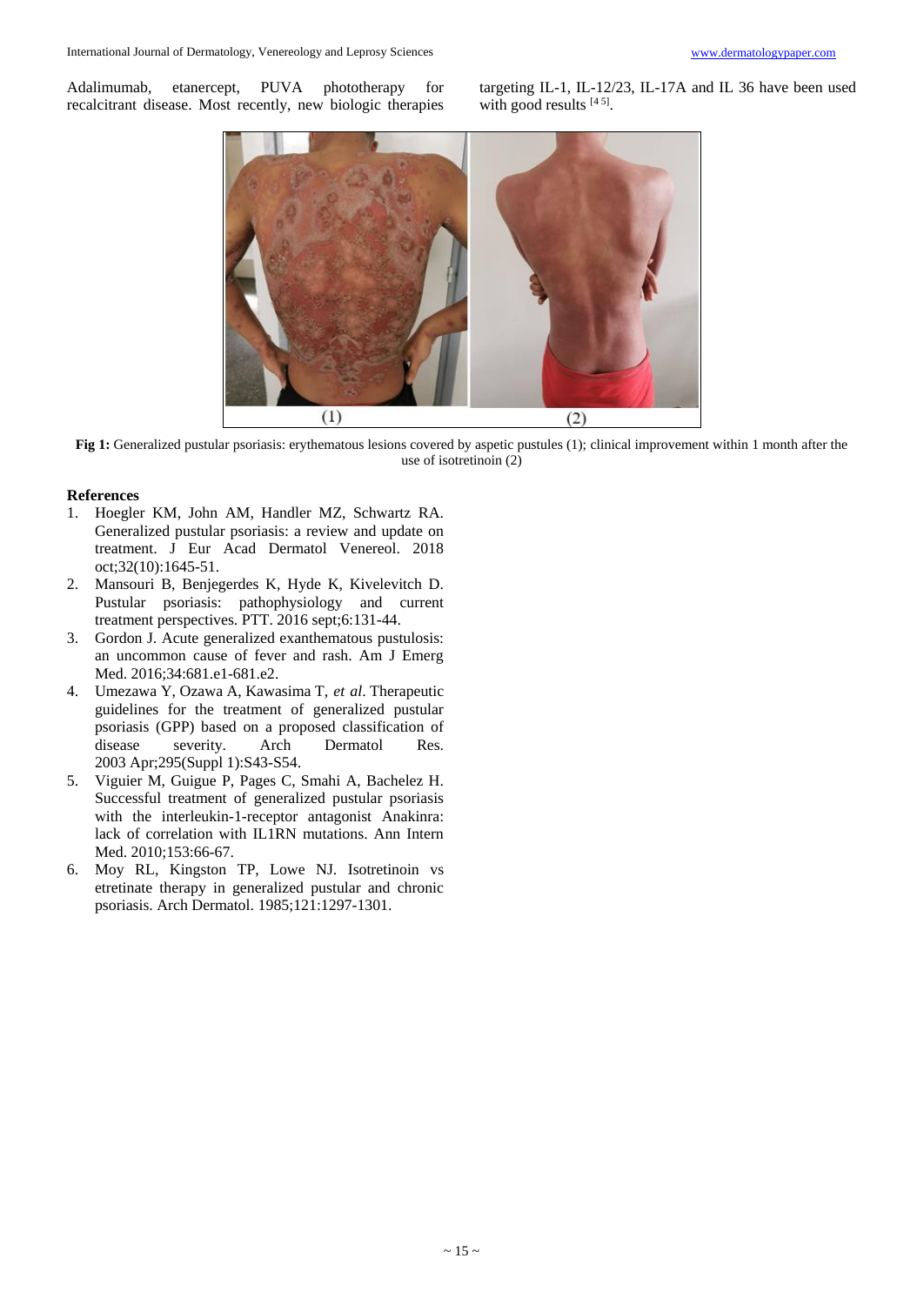Adalimumab, etanercept, PUVA phototherapy for recalcitrant disease. Most recently, new biologic therapies targeting IL-1, IL-12/23, IL-17A and IL 36 have been used with good results [4 5].

(1) (2)

**Fig 1:** Generalized pustular psoriasis: erythematous lesions covered by aspetic pustules (1); clinical improvement within 1 month after the use of isotretinoin (2)

**References**

1. Hoegler KM, John AM, Handler MZ, Schwartz RA. Generalized pustular psoriasis: a review and update on treatment. J Eur Acad Dermatol Venereol. 2018 oct;32(10):1645-51.
2. Mansouri B, Benjegerdes K, Hyde K, Kivelevitch D. Pustular psoriasis: pathophysiology and current treatment perspectives. PTT. 2016 sept;6:131-44.
3. Gordon J. Acute generalized exanthematous pustulosis: an uncommon cause of fever and rash. Am J Emerg Med. 2016;34:681.e1-681.e2.
4. Umezawa Y, Ozawa A, Kawasima T, *et al*. Therapeutic guidelines for the treatment of generalized pustular psoriasis (GPP) based on a proposed classification of disease severity. Arch Dermatol Res. 2003 Apr;295(Suppl 1):S43-S54.
5. Viguier M, Guigue P, Pages C, Smahi A, Bachelez H. Successful treatment of generalized pustular psoriasis with the interleukin-1-receptor antagonist Anakinra: lack of correlation with IL1RN mutations. Ann Intern Med. 2010;153:66-67.
6. Moy RL, Kingston TP, Lowe NJ. Isotretinoin vs etretinate therapy in generalized pustular and chronic psoriasis. Arch Dermatol. 1985;121:1297-1301.